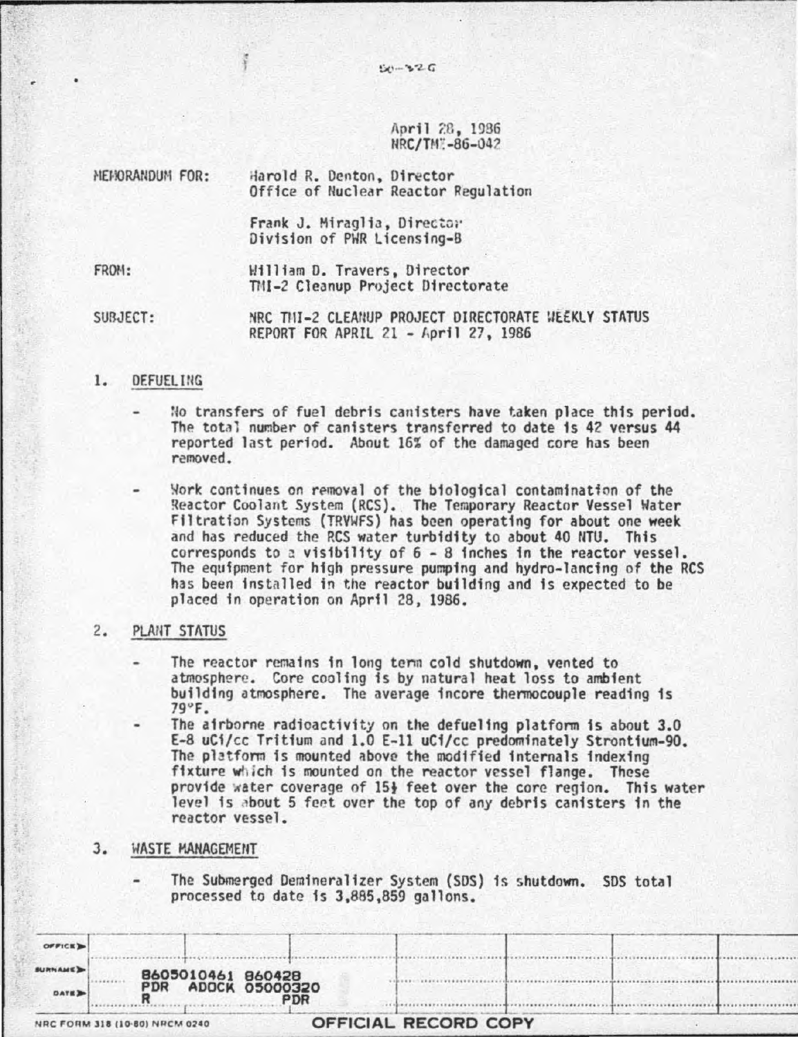50-320

April 28, 1986
NRC/TMI-86-042

MEMORANDUM FOR: Harold R. Denton, Director
Office of Nuclear Reactor Regulation

Frank J. Miraglia, Director
Division of PWR Licensing-B

FROM: William D. Travers, Director
TMI-2 Cleanup Project Directorate

SUBJECT: NRC TMI-2 CLEANUP PROJECT DIRECTORATE WEEKLY STATUS REPORT FOR APRIL 21 - April 27, 1986

1. DEFUELING

- No transfers of fuel debris canisters have taken place this period. The total number of canisters transferred to date is 42 versus 44 reported last period. About 16% of the damaged core has been removed.

- Work continues on removal of the biological contamination of the Reactor Coolant System (RCS). The Temporary Reactor Vessel Water Filtration Systems (TRVWFS) has been operating for about one week and has reduced the RCS water turbidity to about 40 NTU. This corresponds to a visibility of 6 - 8 inches in the reactor vessel. The equipment for high pressure pumping and hydro-lancing of the RCS has been installed in the reactor building and is expected to be placed in operation on April 28, 1986.

2. PLANT STATUS

- The reactor remains in long term cold shutdown, vented to atmosphere. Core cooling is by natural heat loss to ambient building atmosphere. The average incore thermocouple reading is 79°F.
- The airborne radioactivity on the defueling platform is about 3.0 E-8 uCi/cc Tritium and 1.0 E-11 uCi/cc predominately Strontium-90. The platform is mounted above the modified internals indexing fixture which is mounted on the reactor vessel flange. These provide water coverage of 15½ feet over the core region. This water level is about 5 feet over the top of any debris canisters in the reactor vessel.

3. WASTE MANAGEMENT

- The Submerged Demineralizer System (SDS) is shutdown. SDS total processed to date is 3,885,859 gallons.

8605010461 860428
PDR ADOCK 05000320
R PDR

NRC FORM 318 (10-80) NRCM 0240

OFFICIAL RECORD COPY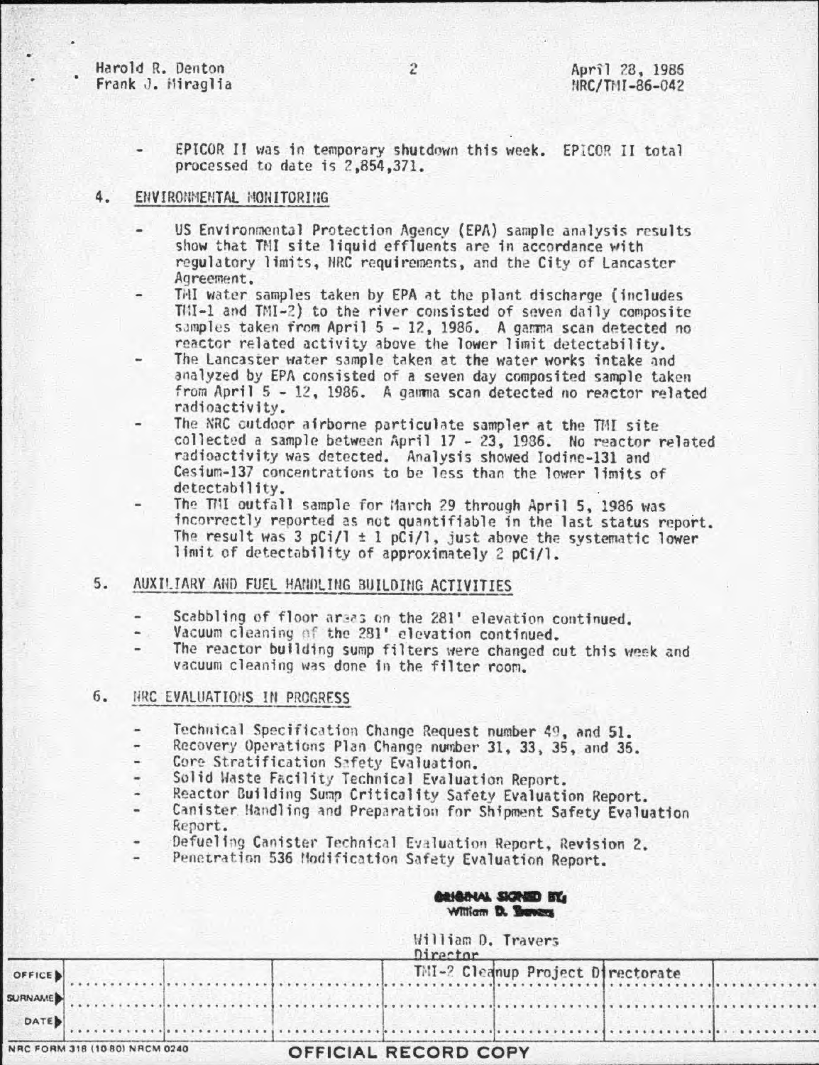- EPICOR II was in temporary shutdown this week. EPICOR II total processed to date is 2,854,371.

4. ENVIRONMENTAL MONITORING

- US Environmental Protection Agency (EPA) sample analysis results show that TMI site liquid effluents are in accordance with regulatory limits, NRC requirements, and the City of Lancaster Agreement.
- TMI water samples taken by EPA at the plant discharge (includes TMI-1 and TMI-2) to the river consisted of seven daily composite samples taken from April 5 - 12, 1986. A gamma scan detected no reactor related activity above the lower limit detectability.
- The Lancaster water sample taken at the water works intake and analyzed by EPA consisted of a seven day composited sample taken from April 5 - 12, 1986. A gamma scan detected no reactor related radioactivity.
- The NRC outdoor airborne particulate sampler at the TMI site collected a sample between April 17 - 23, 1986. No reactor related radioactivity was detected. Analysis showed Iodine-131 and Cesium-137 concentrations to be less than the lower limits of detectability.
- The TMI outfall sample for March 29 through April 5, 1986 was incorrectly reported as not quantifiable in the last status report. The result was 3 pCi/l ± 1 pCi/l, just above the systematic lower limit of detectability of approximately 2 pCi/l.

5. AUXILIARY AND FUEL HANDLING BUILDING ACTIVITIES

- Scabbling of floor areas on the 281' elevation continued.
- Vacuum cleaning of the 281' elevation continued.
- The reactor building sump filters were changed out this week and vacuum cleaning was done in the filter room.

6. NRC EVALUATIONS IN PROGRESS

- Technical Specification Change Request number 49, and 51.
- Recovery Operations Plan Change number 31, 33, 35, and 36.
- Core Stratification Safety Evaluation.
- Solid Waste Facility Technical Evaluation Report.
- Reactor Building Sump Criticality Safety Evaluation Report.
- Canister Handling and Preparation for Shipment Safety Evaluation Report.
- Defueling Canister Technical Evaluation Report, Revision 2.
- Penetration 536 Modification Safety Evaluation Report.

ORIGINAL SIGNED BY
William D. Travers

William D. Travers
Director
TMI-2 Cleanup Project Directorate

| OFFICE | | | | | | | |
|---|---|---|---|---|---|---|---|
| SURNAME | | | | | | | |
| DATE | | | | | | | |

NRC FORM 318 (10 80) NRCM 0240

OFFICIAL RECORD COPY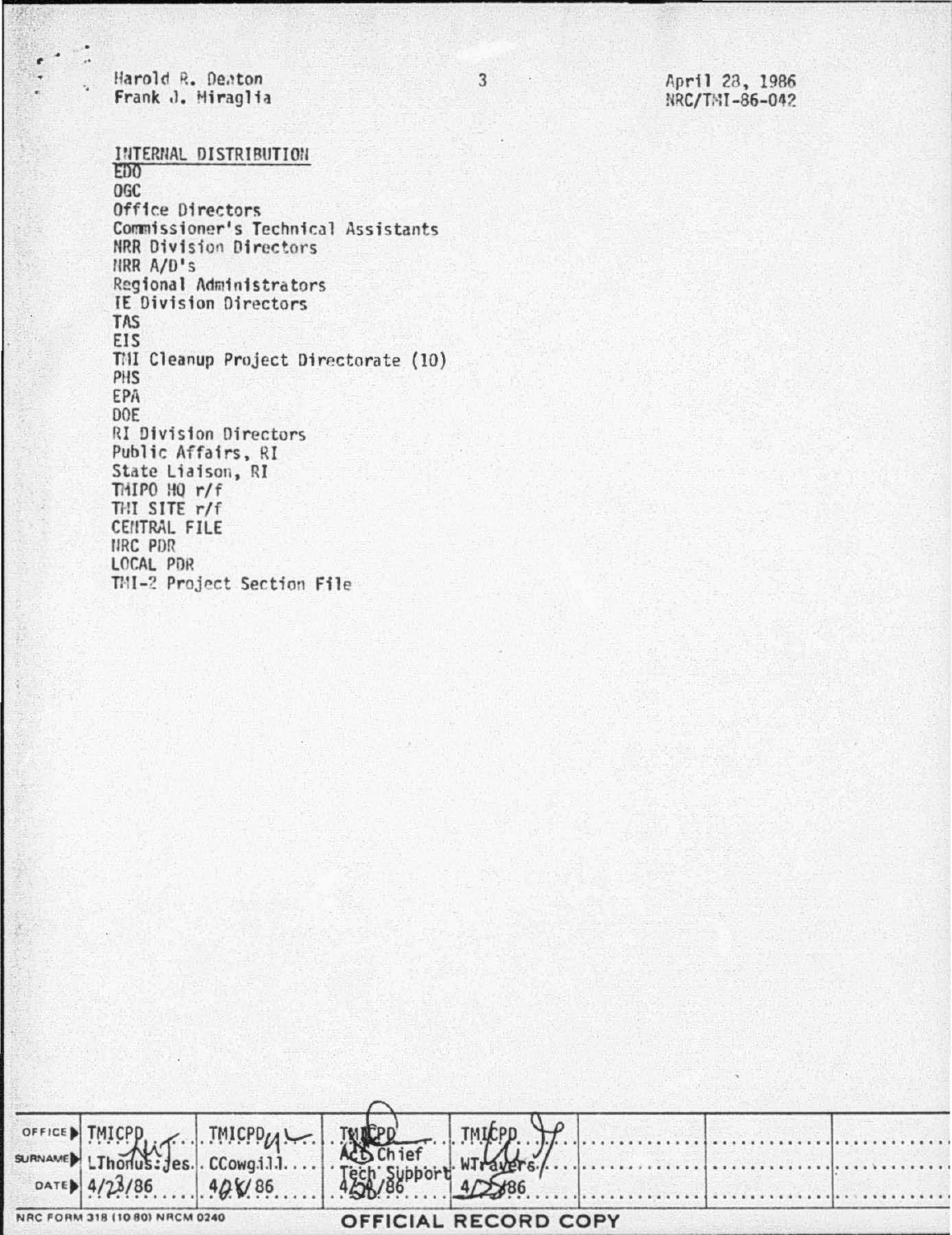Harold R. Denton
Frank J. Miraglia

April 28, 1986
NRC/TMI-86-042

INTERNAL DISTRIBUTION
EDO
OGC
Office Directors
Commissioner's Technical Assistants
NRR Division Directors
NRR A/D's
Regional Administrators
IE Division Directors
TAS
EIS
TMI Cleanup Project Directorate (10)
PHS
EPA
DOE
RI Division Directors
Public Affairs, RI
State Liaison, RI
TMIPO HQ r/f
TMI SITE r/f
CENTRAL FILE
NRC PDR
LOCAL PDR
TMI-2 Project Section File

| OFFICE | TMICPD | TMICPD | TMICPD | TMICPD | | | |
|---|---|---|---|---|---|---|---|
| SURNAME | LThonus:jes | CCowgill | Act Chief Tech Support | WTravers | | | |
| DATE | 4/23/86 | 4/25/86 | 4/28/86 | 4/25/86 | | | |

NRC FORM 318 (10 80) NRCM 0240

OFFICIAL RECORD COPY